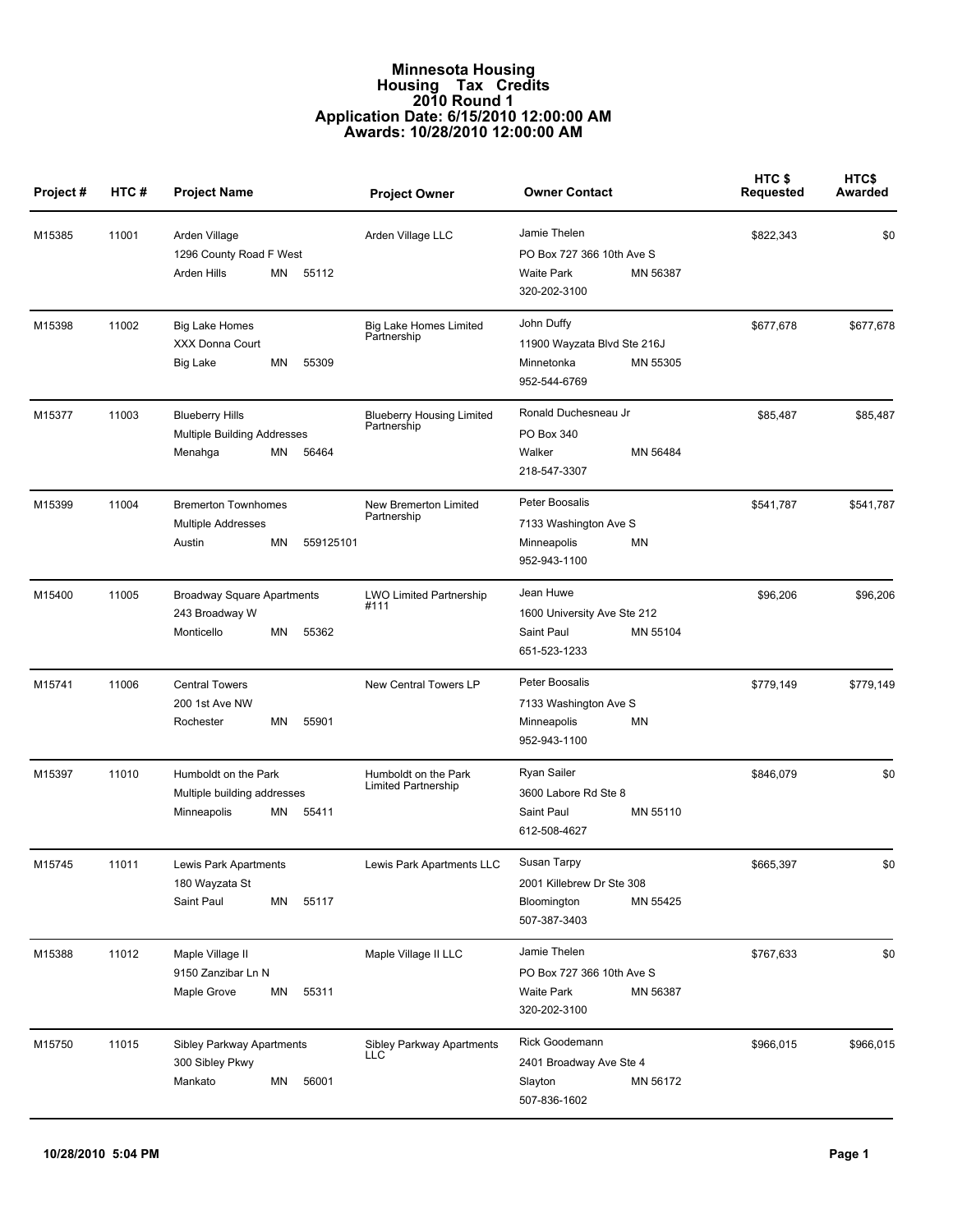# Minnesota Housing
## Housing Tax Credits
## 2010 Round 1
## Application Date: 6/15/2010 12:00:00 AM
## Awards: 10/28/2010 12:00:00 AM

| Project # | HTC # | Project Name | Project Owner | Owner Contact | HTC $ Requested | HTC$ Awarded |
|---|---|---|---|---|---|---|
| M15385 | 11001 | Arden Village<br>1296 County Road F West<br>Arden Hills MN 55112 | Arden Village LLC | Jamie Thelen<br>PO Box 727 366 10th Ave S<br>Waite Park MN 56387<br>320-202-3100 | $822,343 | $0 |
| M15398 | 11002 | Big Lake Homes<br>XXX Donna Court<br>Big Lake MN 55309 | Big Lake Homes Limited Partnership | John Duffy<br>11900 Wayzata Blvd Ste 216J<br>Minnetonka MN 55305<br>952-544-6769 | $677,678 | $677,678 |
| M15377 | 11003 | Blueberry Hills<br>Multiple Building Addresses<br>Menahga MN 56464 | Blueberry Housing Limited Partnership | Ronald Duchesneau Jr<br>PO Box 340<br>Walker MN 56484<br>218-547-3307 | $85,487 | $85,487 |
| M15399 | 11004 | Bremerton Townhomes<br>Multiple Addresses<br>Austin MN 559125101 | New Bremerton Limited Partnership | Peter Boosalis<br>7133 Washington Ave S<br>Minneapolis MN<br>952-943-1100 | $541,787 | $541,787 |
| M15400 | 11005 | Broadway Square Apartments<br>243 Broadway W<br>Monticello MN 55362 | LWO Limited Partnership #111 | Jean Huwe<br>1600 University Ave Ste 212<br>Saint Paul MN 55104<br>651-523-1233 | $96,206 | $96,206 |
| M15741 | 11006 | Central Towers<br>200 1st Ave NW<br>Rochester MN 55901 | New Central Towers LP | Peter Boosalis<br>7133 Washington Ave S<br>Minneapolis MN<br>952-943-1100 | $779,149 | $779,149 |
| M15397 | 11010 | Humboldt on the Park<br>Multiple building addresses<br>Minneapolis MN 55411 | Humboldt on the Park Limited Partnership | Ryan Sailer<br>3600 Labore Rd Ste 8<br>Saint Paul MN 55110<br>612-508-4627 | $846,079 | $0 |
| M15745 | 11011 | Lewis Park Apartments<br>180 Wayzata St<br>Saint Paul MN 55117 | Lewis Park Apartments LLC | Susan Tarpy<br>2001 Killebrew Dr Ste 308<br>Bloomington MN 55425<br>507-387-3403 | $665,397 | $0 |
| M15388 | 11012 | Maple Village II<br>9150 Zanzibar Ln N<br>Maple Grove MN 55311 | Maple Village II LLC | Jamie Thelen<br>PO Box 727 366 10th Ave S<br>Waite Park MN 56387<br>320-202-3100 | $767,633 | $0 |
| M15750 | 11015 | Sibley Parkway Apartments<br>300 Sibley Pkwy<br>Mankato MN 56001 | Sibley Parkway Apartments LLC | Rick Goodemann<br>2401 Broadway Ave Ste 4<br>Slayton MN 56172<br>507-836-1602 | $966,015 | $966,015 |

10/28/2010 5:04 PM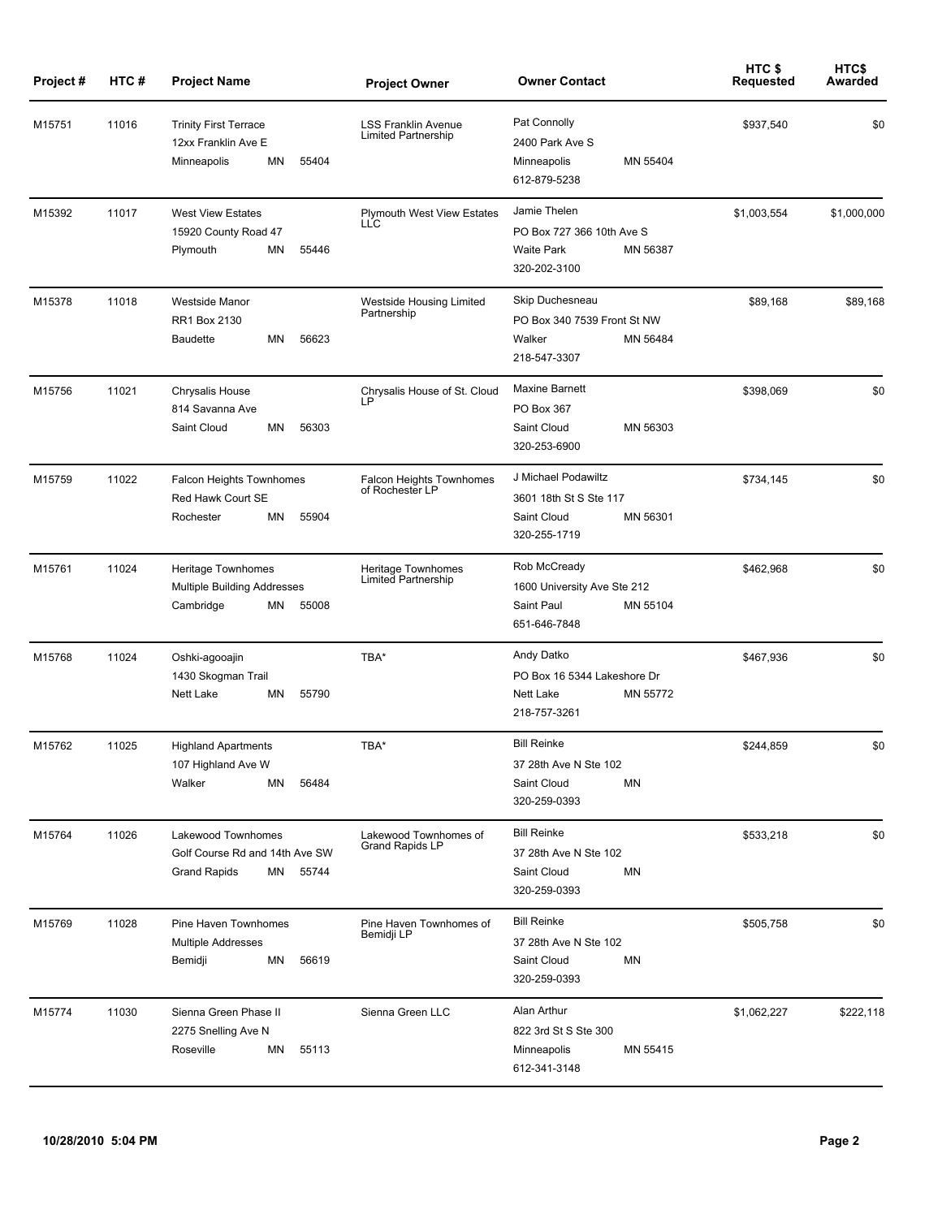| Project # | HTC # | Project Name | Project Owner | Owner Contact | HTC $ Requested | HTC$ Awarded |
|---|---|---|---|---|---|---|
| M15751 | 11016 | Trinity First Terrace<br>12xx Franklin Ave E<br>Minneapolis MN 55404 | LSS Franklin Avenue Limited Partnership | Pat Connolly<br>2400 Park Ave S<br>Minneapolis MN 55404<br>612-879-5238 | $937,540 | $0 |
| M15392 | 11017 | West View Estates<br>15920 County Road 47<br>Plymouth MN 55446 | Plymouth West View Estates LLC | Jamie Thelen<br>PO Box 727 366 10th Ave S<br>Waite Park MN 56387<br>320-202-3100 | $1,003,554 | $1,000,000 |
| M15378 | 11018 | Westside Manor<br>RR1 Box 2130<br>Baudette MN 56623 | Westside Housing Limited Partnership | Skip Duchesneau<br>PO Box 340 7539 Front St NW<br>Walker MN 56484<br>218-547-3307 | $89,168 | $89,168 |
| M15756 | 11021 | Chrysalis House<br>814 Savanna Ave<br>Saint Cloud MN 56303 | Chrysalis House of St. Cloud LP | Maxine Barnett<br>PO Box 367<br>Saint Cloud MN 56303<br>320-253-6900 | $398,069 | $0 |
| M15759 | 11022 | Falcon Heights Townhomes<br>Red Hawk Court SE<br>Rochester MN 55904 | Falcon Heights Townhomes of Rochester LP | J Michael Podawiltz<br>3601 18th St S Ste 117<br>Saint Cloud MN 56301<br>320-255-1719 | $734,145 | $0 |
| M15761 | 11024 | Heritage Townhomes<br>Multiple Building Addresses<br>Cambridge MN 55008 | Heritage Townhomes Limited Partnership | Rob McCready<br>1600 University Ave Ste 212<br>Saint Paul MN 55104<br>651-646-7848 | $462,968 | $0 |
| M15768 | 11024 | Oshki-agooajin<br>1430 Skogman Trail<br>Nett Lake MN 55790 | TBA* | Andy Datko<br>PO Box 16 5344 Lakeshore Dr<br>Nett Lake MN 55772<br>218-757-3261 | $467,936 | $0 |
| M15762 | 11025 | Highland Apartments<br>107 Highland Ave W<br>Walker MN 56484 | TBA* | Bill Reinke<br>37 28th Ave N Ste 102<br>Saint Cloud MN<br>320-259-0393 | $244,859 | $0 |
| M15764 | 11026 | Lakewood Townhomes<br>Golf Course Rd and 14th Ave SW<br>Grand Rapids MN 55744 | Lakewood Townhomes of Grand Rapids LP | Bill Reinke<br>37 28th Ave N Ste 102<br>Saint Cloud MN<br>320-259-0393 | $533,218 | $0 |
| M15769 | 11028 | Pine Haven Townhomes<br>Multiple Addresses<br>Bemidji MN 56619 | Pine Haven Townhomes of Bemidji LP | Bill Reinke<br>37 28th Ave N Ste 102<br>Saint Cloud MN<br>320-259-0393 | $505,758 | $0 |
| M15774 | 11030 | Sienna Green Phase II<br>2275 Snelling Ave N<br>Roseville MN 55113 | Sienna Green LLC | Alan Arthur<br>822 3rd St S Ste 300<br>Minneapolis MN 55415<br>612-341-3148 | $1,062,227 | $222,118 |

10/28/2010 5:04 PM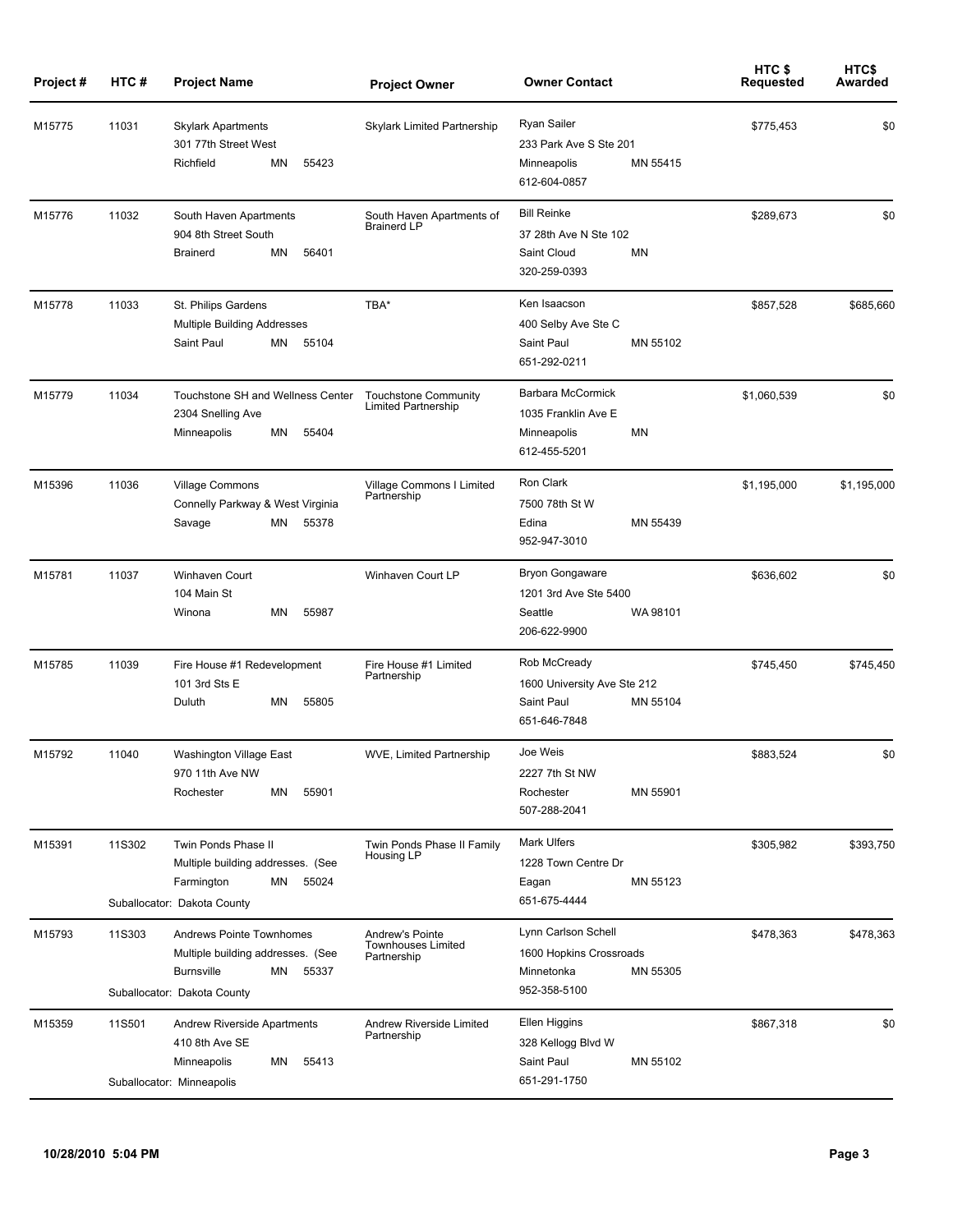| Project # | HTC # | Project Name | Project Owner | Owner Contact | HTC $ Requested | HTC$ Awarded |
|---|---|---|---|---|---|---|
| M15775 | 11031 | Skylark Apartments<br>301 77th Street West<br>Richfield MN 55423 | Skylark Limited Partnership | Ryan Sailer<br>233 Park Ave S Ste 201<br>Minneapolis MN 55415<br>612-604-0857 | $775,453 | $0 |
| M15776 | 11032 | South Haven Apartments<br>904 8th Street South<br>Brainerd MN 56401 | South Haven Apartments of Brainerd LP | Bill Reinke<br>37 28th Ave N Ste 102<br>Saint Cloud MN<br>320-259-0393 | $289,673 | $0 |
| M15778 | 11033 | St. Philips Gardens<br>Multiple Building Addresses<br>Saint Paul MN 55104 | TBA* | Ken Isaacson<br>400 Selby Ave Ste C<br>Saint Paul MN 55102<br>651-292-0211 | $857,528 | $685,660 |
| M15779 | 11034 | Touchstone SH and Wellness Center<br>2304 Snelling Ave<br>Minneapolis MN 55404 | Touchstone Community Limited Partnership | Barbara McCormick<br>1035 Franklin Ave E<br>Minneapolis MN<br>612-455-5201 | $1,060,539 | $0 |
| M15396 | 11036 | Village Commons<br>Connelly Parkway & West Virginia<br>Savage MN 55378 | Village Commons I Limited Partnership | Ron Clark<br>7500 78th St W<br>Edina MN 55439<br>952-947-3010 | $1,195,000 | $1,195,000 |
| M15781 | 11037 | Winhaven Court<br>104 Main St<br>Winona MN 55987 | Winhaven Court LP | Bryon Gongaware<br>1201 3rd Ave Ste 5400<br>Seattle WA 98101<br>206-622-9900 | $636,602 | $0 |
| M15785 | 11039 | Fire House #1 Redevelopment<br>101 3rd Sts E<br>Duluth MN 55805 | Fire House #1 Limited Partnership | Rob McCready<br>1600 University Ave Ste 212<br>Saint Paul MN 55104<br>651-646-7848 | $745,450 | $745,450 |
| M15792 | 11040 | Washington Village East<br>970 11th Ave NW<br>Rochester MN 55901 | WVE, Limited Partnership | Joe Weis<br>2227 7th St NW<br>Rochester MN 55901<br>507-288-2041 | $883,524 | $0 |
| M15391 | 11S302 | Twin Ponds Phase II<br>Multiple building addresses. (See<br>Farmington MN 55024<br>Suballocator: Dakota County | Twin Ponds Phase II Family Housing LP | Mark Ulfers<br>1228 Town Centre Dr<br>Eagan MN 55123<br>651-675-4444 | $305,982 | $393,750 |
| M15793 | 11S303 | Andrews Pointe Townhomes<br>Multiple building addresses. (See<br>Burnsville MN 55337<br>Suballocator: Dakota County | Andrew's Pointe Townhouses Limited Partnership | Lynn Carlson Schell<br>1600 Hopkins Crossroads<br>Minnetonka MN 55305<br>952-358-5100 | $478,363 | $478,363 |
| M15359 | 11S501 | Andrew Riverside Apartments<br>410 8th Ave SE<br>Minneapolis MN 55413<br>Suballocator: Minneapolis | Andrew Riverside Limited Partnership | Ellen Higgins<br>328 Kellogg Blvd W<br>Saint Paul MN 55102<br>651-291-1750 | $867,318 | $0 |

10/28/2010 5:04 PM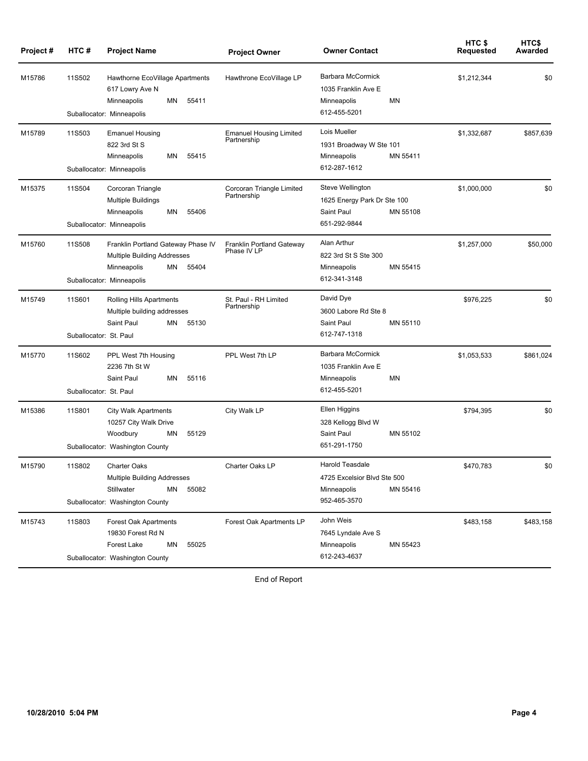| Project # | HTC # | Project Name | Project Owner | Owner Contact | HTC $ Requested | HTC$ Awarded |
|---|---|---|---|---|---|---|
| M15786 | 11S502 | Hawthorne EcoVillage Apartments<br>617 Lowry Ave N<br>Minneapolis MN 55411<br>Suballocator: Minneapolis | Hawthrone EcoVillage LP | Barbara McCormick<br>1035 Franklin Ave E<br>Minneapolis MN<br>612-455-5201 | $1,212,344 | $0 |
| M15789 | 11S503 | Emanuel Housing<br>822 3rd St S<br>Minneapolis MN 55415<br>Suballocator: Minneapolis | Emanuel Housing Limited Partnership | Lois Mueller<br>1931 Broadway W Ste 101<br>Minneapolis MN 55411<br>612-287-1612 | $1,332,687 | $857,639 |
| M15375 | 11S504 | Corcoran Triangle<br>Multiple Buildings<br>Minneapolis MN 55406<br>Suballocator: Minneapolis | Corcoran Triangle Limited Partnership | Steve Wellington<br>1625 Energy Park Dr Ste 100<br>Saint Paul MN 55108<br>651-292-9844 | $1,000,000 | $0 |
| M15760 | 11S508 | Franklin Portland Gateway Phase IV<br>Multiple Building Addresses<br>Minneapolis MN 55404<br>Suballocator: Minneapolis | Franklin Portland Gateway Phase IV LP | Alan Arthur<br>822 3rd St S Ste 300<br>Minneapolis MN 55415<br>612-341-3148 | $1,257,000 | $50,000 |
| M15749 | 11S601 | Rolling Hills Apartments<br>Multiple building addresses<br>Saint Paul MN 55130<br>Suballocator: St. Paul | St. Paul - RH Limited Partnership | David Dye<br>3600 Labore Rd Ste 8<br>Saint Paul MN 55110<br>612-747-1318 | $976,225 | $0 |
| M15770 | 11S602 | PPL West 7th Housing<br>2236 7th St W<br>Saint Paul MN 55116<br>Suballocator: St. Paul | PPL West 7th LP | Barbara McCormick<br>1035 Franklin Ave E<br>Minneapolis MN<br>612-455-5201 | $1,053,533 | $861,024 |
| M15386 | 11S801 | City Walk Apartments<br>10257 City Walk Drive<br>Woodbury MN 55129<br>Suballocator: Washington County | City Walk LP | Ellen Higgins<br>328 Kellogg Blvd W<br>Saint Paul MN 55102<br>651-291-1750 | $794,395 | $0 |
| M15790 | 11S802 | Charter Oaks<br>Multiple Building Addresses<br>Stillwater MN 55082<br>Suballocator: Washington County | Charter Oaks LP | Harold Teasdale<br>4725 Excelsior Blvd Ste 500<br>Minneapolis MN 55416<br>952-465-3570 | $470,783 | $0 |
| M15743 | 11S803 | Forest Oak Apartments<br>19830 Forest Rd N<br>Forest Lake MN 55025<br>Suballocator: Washington County | Forest Oak Apartments LP | John Weis<br>7645 Lyndale Ave S<br>Minneapolis MN 55423<br>612-243-4637 | $483,158 | $483,158 |

End of Report

10/28/2010 5:04 PM